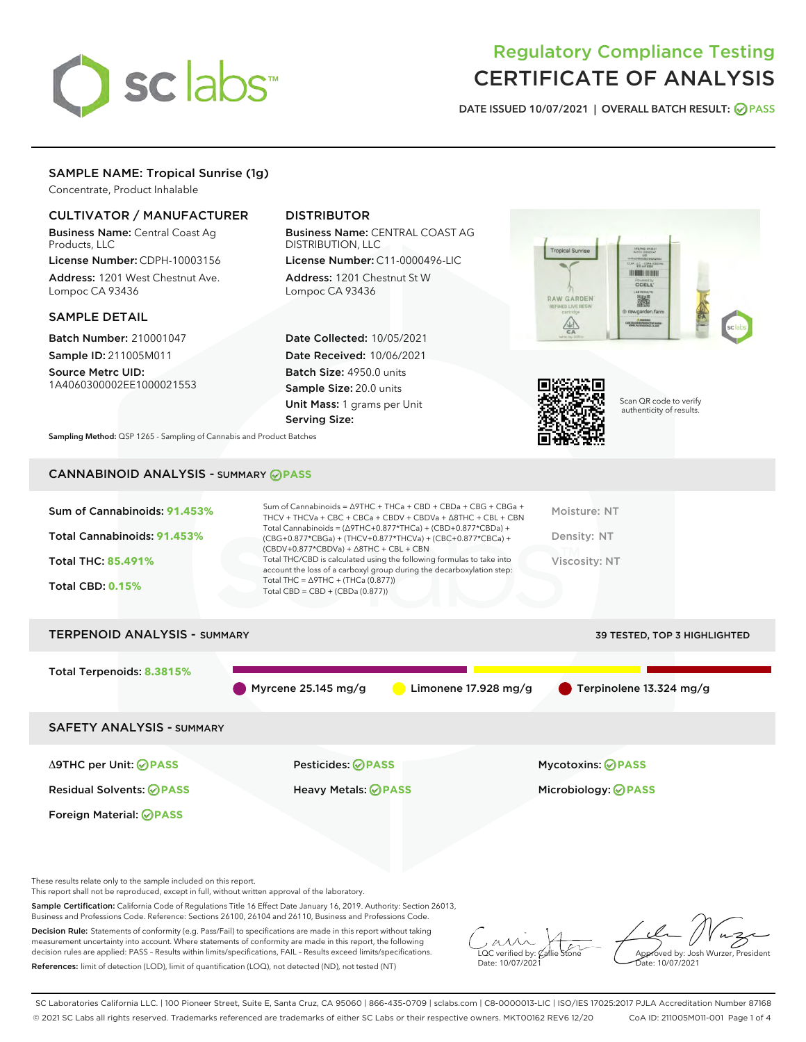# Regulatory Compliance Testing
# CERTIFICATE OF ANALYSIS

DATE ISSUED 10/07/2021 | OVERALL BATCH RESULT: PASS

## SAMPLE NAME: Tropical Sunrise (1g)

Concentrate, Product Inhalable

### CULTIVATOR / MANUFACTURER

**Business Name:** Central Coast Ag Products, LLC

**License Number:** CDPH-10003156

**Address:** 1201 West Chestnut Ave. Lompoc CA 93436

### DISTRIBUTOR

**Business Name:** CENTRAL COAST AG DISTRIBUTION, LLC

**License Number:** C11-0000496-LIC

**Address:** 1201 Chestnut St W Lompoc CA 93436

### SAMPLE DETAIL

**Batch Number:** 210001047

**Sample ID:** 211005M011

**Source Metrc UID:** 1A4060300002EE1000021553

**Date Collected:** 10/05/2021

**Date Received:** 10/06/2021

**Batch Size:** 4950.0 units

**Sample Size:** 20.0 units

**Unit Mass:** 1 grams per Unit

**Serving Size:**

Scan QR code to verify authenticity of results.

**Sampling Method:** QSP 1265 - Sampling of Cannabis and Product Batches

## CANNABINOID ANALYSIS - SUMMARY PASS

Sum of Cannabinoids: **91.453%**

Total Cannabinoids: **91.453%**

Total THC: **85.491%**

Total CBD: **0.15%**

Sum of Cannabinoids = Δ9THC + THCa + CBD + CBDa + CBG + CBGa + THCV + THCVa + CBC + CBCa + CBDV + CBDVa + Δ8THC + CBL + CBN

Total Cannabinoids = (Δ9THC+0.877*THCa) + (CBD+0.877*CBDa) + (CBG+0.877*CBGa) + (THCV+0.877*THCVa) + (CBC+0.877*CBCa) + (CBDV+0.877*CBDVa) + Δ8THC + CBL + CBN

Total THC/CBD is calculated using the following formulas to take into account the loss of a carboxyl group during the decarboxylation step:

Total THC = Δ9THC + (THCa (0.877))

Total CBD = CBD + (CBDa (0.877))

Moisture: NT

Density: NT

Viscosity: NT

## TERPENOID ANALYSIS - SUMMARY

39 TESTED, TOP 3 HIGHLIGHTED

Total Terpenoids: **8.3815%**

Myrcene 25.145 mg/g | Limonene 17.928 mg/g | Terpinolene 13.324 mg/g

## SAFETY ANALYSIS - SUMMARY

| | | |
|---|---|---|
| Δ9THC per Unit: PASS | Pesticides: PASS | Mycotoxins: PASS |
| Residual Solvents: PASS | Heavy Metals: PASS | Microbiology: PASS |
| Foreign Material: PASS | | |

These results relate only to the sample included on this report.
This report shall not be reproduced, except in full, without written approval of the laboratory.

**Sample Certification:** California Code of Regulations Title 16 Effect Date January 16, 2019. Authority: Section 26013, Business and Professions Code. Reference: Sections 26100, 26104 and 26110, Business and Professions Code.

**Decision Rule:** Statements of conformity (e.g. Pass/Fail) to specifications are made in this report without taking measurement uncertainty into account. Where statements of conformity are made in this report, the following decision rules are applied: PASS – Results within limits/specifications, FAIL – Results exceed limits/specifications.

**References:** limit of detection (LOD), limit of quantification (LOQ), not detected (ND), not tested (NT)

LQC verified by: Callie Stone
Date: 10/07/2021

Approved by: Josh Wurzer, President
Date: 10/07/2021

SC Laboratories California LLC. | 100 Pioneer Street, Suite E, Santa Cruz, CA 95060 | 866-435-0709 | sclabs.com | C8-0000013-LIC | ISO/IES 17025:2017 PJLA Accreditation Number 87168
© 2021 SC Labs all rights reserved. Trademarks referenced are trademarks of either SC Labs or their respective owners. MKT00162 REV6 12/20 CoA ID: 211005M011-001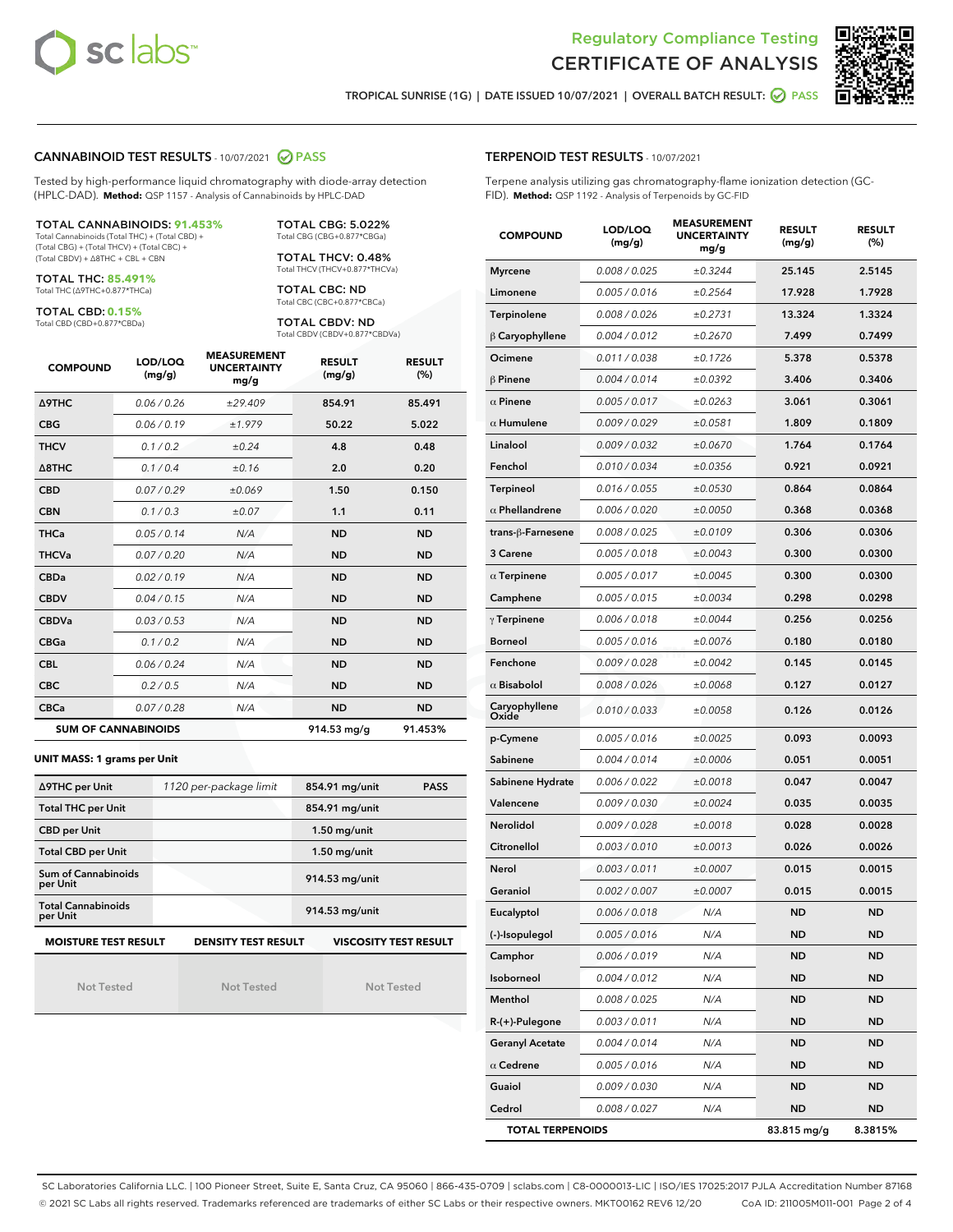Regulatory Compliance Testing

# CERTIFICATE OF ANALYSIS

TROPICAL SUNRISE (1G) | DATE ISSUED 10/07/2021 | OVERALL BATCH RESULT: PASS

## CANNABINOID TEST RESULTS - 10/07/2021 PASS

Tested by high-performance liquid chromatography with diode-array detection (HPLC-DAD). **Method:** QSP 1157 - Analysis of Cannabinoids by HPLC-DAD

**TOTAL CANNABINOIDS: 91.453%**
Total Cannabinoids (Total THC) + (Total CBD) + (Total CBG) + (Total THCV) + (Total CBC) + (Total CBDV) + Δ8THC + CBL + CBN

**TOTAL THC: 85.491%**
Total THC (Δ9THC+0.877*THCa)

**TOTAL CBD: 0.15%**
Total CBD (CBD+0.877*CBDa)

**TOTAL CBG: 5.022%**
Total CBG (CBG+0.877*CBGa)

**TOTAL THCV: 0.48%**
Total THCV (THCV+0.877*THCVa)

**TOTAL CBC: ND**
Total CBC (CBC+0.877*CBCa)

**TOTAL CBDV: ND**
Total CBDV (CBDV+0.877*CBDVa)

| COMPOUND | LOD/LOQ (mg/g) | MEASUREMENT UNCERTAINTY mg/g | RESULT (mg/g) | RESULT (%) |
|---|---|---|---|---|
| Δ9THC | 0.06 / 0.26 | ±29.409 | 854.91 | 85.491 |
| CBG | 0.06 / 0.19 | ±1.979 | 50.22 | 5.022 |
| THCV | 0.1 / 0.2 | ±0.24 | 4.8 | 0.48 |
| Δ8THC | 0.1 / 0.4 | ±0.16 | 2.0 | 0.20 |
| CBD | 0.07 / 0.29 | ±0.069 | 1.50 | 0.150 |
| CBN | 0.1 / 0.3 | ±0.07 | 1.1 | 0.11 |
| THCa | 0.05 / 0.14 | N/A | ND | ND |
| THCVa | 0.07 / 0.20 | N/A | ND | ND |
| CBDa | 0.02 / 0.19 | N/A | ND | ND |
| CBDV | 0.04 / 0.15 | N/A | ND | ND |
| CBDVa | 0.03 / 0.53 | N/A | ND | ND |
| CBGa | 0.1 / 0.2 | N/A | ND | ND |
| CBL | 0.06 / 0.24 | N/A | ND | ND |
| CBC | 0.2 / 0.5 | N/A | ND | ND |
| CBCa | 0.07 / 0.28 | N/A | ND | ND |
| **SUM OF CANNABINOIDS** | | | 914.53 mg/g | 91.453% |

**UNIT MASS: 1 grams per Unit**

| | | | |
|---|---|---|---|
| Δ9THC per Unit | 1120 per-package limit | 854.91 mg/unit | PASS |
| Total THC per Unit | | 854.91 mg/unit | |
| CBD per Unit | | 1.50 mg/unit | |
| Total CBD per Unit | | 1.50 mg/unit | |
| Sum of Cannabinoids per Unit | | 914.53 mg/unit | |
| Total Cannabinoids per Unit | | 914.53 mg/unit | |

| MOISTURE TEST RESULT | DENSITY TEST RESULT | VISCOSITY TEST RESULT |
|---|---|---|
| Not Tested | Not Tested | Not Tested |

## TERPENOID TEST RESULTS - 10/07/2021

Terpene analysis utilizing gas chromatography-flame ionization detection (GC-FID). **Method:** QSP 1192 - Analysis of Terpenoids by GC-FID

| COMPOUND | LOD/LOQ (mg/g) | MEASUREMENT UNCERTAINTY mg/g | RESULT (mg/g) | RESULT (%) |
|---|---|---|---|---|
| Myrcene | 0.008 / 0.025 | ±0.3244 | 25.145 | 2.5145 |
| Limonene | 0.005 / 0.016 | ±0.2564 | 17.928 | 1.7928 |
| Terpinolene | 0.008 / 0.026 | ±0.2731 | 13.324 | 1.3324 |
| β Caryophyllene | 0.004 / 0.012 | ±0.2670 | 7.499 | 0.7499 |
| Ocimene | 0.011 / 0.038 | ±0.1726 | 5.378 | 0.5378 |
| β Pinene | 0.004 / 0.014 | ±0.0392 | 3.406 | 0.3406 |
| α Pinene | 0.005 / 0.017 | ±0.0263 | 3.061 | 0.3061 |
| α Humulene | 0.009 / 0.029 | ±0.0581 | 1.809 | 0.1809 |
| Linalool | 0.009 / 0.032 | ±0.0670 | 1.764 | 0.1764 |
| Fenchol | 0.010 / 0.034 | ±0.0356 | 0.921 | 0.0921 |
| Terpineol | 0.016 / 0.055 | ±0.0530 | 0.864 | 0.0864 |
| α Phellandrene | 0.006 / 0.020 | ±0.0050 | 0.368 | 0.0368 |
| trans-β-Farnesene | 0.008 / 0.025 | ±0.0109 | 0.306 | 0.0306 |
| 3 Carene | 0.005 / 0.018 | ±0.0043 | 0.300 | 0.0300 |
| α Terpinene | 0.005 / 0.017 | ±0.0045 | 0.300 | 0.0300 |
| Camphene | 0.005 / 0.015 | ±0.0034 | 0.298 | 0.0298 |
| γ Terpinene | 0.006 / 0.018 | ±0.0044 | 0.256 | 0.0256 |
| Borneol | 0.005 / 0.016 | ±0.0076 | 0.180 | 0.0180 |
| Fenchone | 0.009 / 0.028 | ±0.0042 | 0.145 | 0.0145 |
| α Bisabolol | 0.008 / 0.026 | ±0.0068 | 0.127 | 0.0127 |
| Caryophyllene Oxide | 0.010 / 0.033 | ±0.0058 | 0.126 | 0.0126 |
| p-Cymene | 0.005 / 0.016 | ±0.0025 | 0.093 | 0.0093 |
| Sabinene | 0.004 / 0.014 | ±0.0006 | 0.051 | 0.0051 |
| Sabinene Hydrate | 0.006 / 0.022 | ±0.0018 | 0.047 | 0.0047 |
| Valencene | 0.009 / 0.030 | ±0.0024 | 0.035 | 0.0035 |
| Nerolidol | 0.009 / 0.028 | ±0.0018 | 0.028 | 0.0028 |
| Citronellol | 0.003 / 0.010 | ±0.0013 | 0.026 | 0.0026 |
| Nerol | 0.003 / 0.011 | ±0.0007 | 0.015 | 0.0015 |
| Geraniol | 0.002 / 0.007 | ±0.0007 | 0.015 | 0.0015 |
| Eucalyptol | 0.006 / 0.018 | N/A | ND | ND |
| (-)-Isopulegol | 0.005 / 0.016 | N/A | ND | ND |
| Camphor | 0.006 / 0.019 | N/A | ND | ND |
| Isoborneol | 0.004 / 0.012 | N/A | ND | ND |
| Menthol | 0.008 / 0.025 | N/A | ND | ND |
| R-(+)-Pulegone | 0.003 / 0.011 | N/A | ND | ND |
| Geranyl Acetate | 0.004 / 0.014 | N/A | ND | ND |
| α Cedrene | 0.005 / 0.016 | N/A | ND | ND |
| Guaiol | 0.009 / 0.030 | N/A | ND | ND |
| Cedrol | 0.008 / 0.027 | N/A | ND | ND |
| **TOTAL TERPENOIDS** | | | 83.815 mg/g | 8.3815% |

SC Laboratories California LLC. | 100 Pioneer Street, Suite E, Santa Cruz, CA 95060 | 866-435-0709 | sclabs.com | C8-0000013-LIC | ISO/IES 17025:2017 PJLA Accreditation Number 87168
© 2021 SC Labs all rights reserved. Trademarks referenced are trademarks of either SC Labs or their respective owners. MKT00162 REV6 12/20 CoA ID: 211005M011-001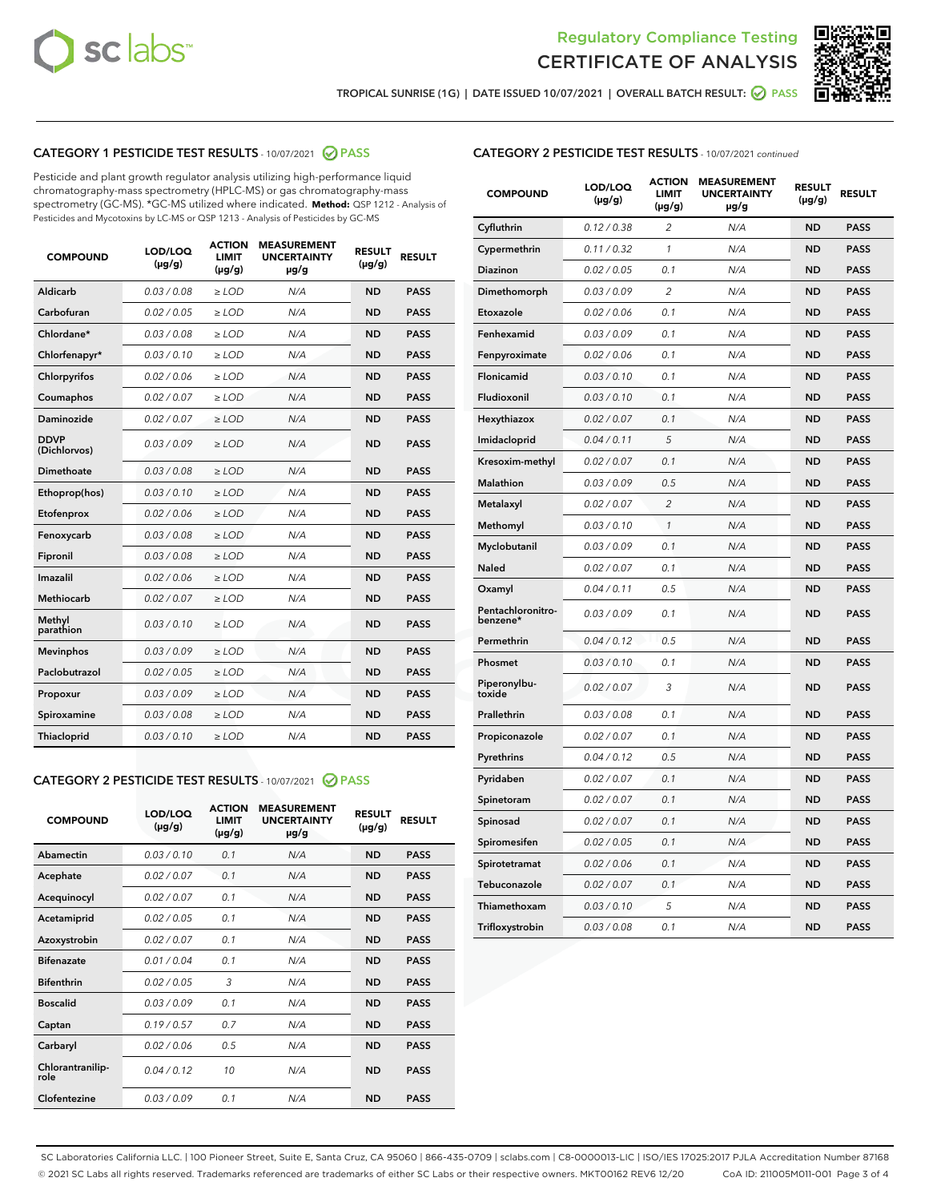TROPICAL SUNRISE (1G) | DATE ISSUED 10/07/2021 | OVERALL BATCH RESULT: PASS

## CATEGORY 1 PESTICIDE TEST RESULTS - 10/07/2021 PASS

Pesticide and plant growth regulator analysis utilizing high-performance liquid chromatography-mass spectrometry (HPLC-MS) or gas chromatography-mass spectrometry (GC-MS). *GC-MS utilized where indicated. **Method:** QSP 1212 - Analysis of Pesticides and Mycotoxins by LC-MS or QSP 1213 - Analysis of Pesticides by GC-MS

| COMPOUND | LOD/LOQ (µg/g) | ACTION LIMIT (µg/g) | MEASUREMENT UNCERTAINTY µg/g | RESULT (µg/g) | RESULT |
|---|---|---|---|---|---|
| Aldicarb | 0.03 / 0.08 | ≥ LOD | N/A | ND | PASS |
| Carbofuran | 0.02 / 0.05 | ≥ LOD | N/A | ND | PASS |
| Chlordane* | 0.03 / 0.08 | ≥ LOD | N/A | ND | PASS |
| Chlorfenapyr* | 0.03 / 0.10 | ≥ LOD | N/A | ND | PASS |
| Chlorpyrifos | 0.02 / 0.06 | ≥ LOD | N/A | ND | PASS |
| Coumaphos | 0.02 / 0.07 | ≥ LOD | N/A | ND | PASS |
| Daminozide | 0.02 / 0.07 | ≥ LOD | N/A | ND | PASS |
| DDVP (Dichlorvos) | 0.03 / 0.09 | ≥ LOD | N/A | ND | PASS |
| Dimethoate | 0.03 / 0.08 | ≥ LOD | N/A | ND | PASS |
| Ethoprop(hos) | 0.03 / 0.10 | ≥ LOD | N/A | ND | PASS |
| Etofenprox | 0.02 / 0.06 | ≥ LOD | N/A | ND | PASS |
| Fenoxycarb | 0.03 / 0.08 | ≥ LOD | N/A | ND | PASS |
| Fipronil | 0.03 / 0.08 | ≥ LOD | N/A | ND | PASS |
| Imazalil | 0.02 / 0.06 | ≥ LOD | N/A | ND | PASS |
| Methiocarb | 0.02 / 0.07 | ≥ LOD | N/A | ND | PASS |
| Methyl parathion | 0.03 / 0.10 | ≥ LOD | N/A | ND | PASS |
| Mevinphos | 0.03 / 0.09 | ≥ LOD | N/A | ND | PASS |
| Paclobutrazol | 0.02 / 0.05 | ≥ LOD | N/A | ND | PASS |
| Propoxur | 0.03 / 0.09 | ≥ LOD | N/A | ND | PASS |
| Spiroxamine | 0.03 / 0.08 | ≥ LOD | N/A | ND | PASS |
| Thiacloprid | 0.03 / 0.10 | ≥ LOD | N/A | ND | PASS |

## CATEGORY 2 PESTICIDE TEST RESULTS - 10/07/2021 PASS

| COMPOUND | LOD/LOQ (µg/g) | ACTION LIMIT (µg/g) | MEASUREMENT UNCERTAINTY µg/g | RESULT (µg/g) | RESULT |
|---|---|---|---|---|---|
| Abamectin | 0.03 / 0.10 | 0.1 | N/A | ND | PASS |
| Acephate | 0.02 / 0.07 | 0.1 | N/A | ND | PASS |
| Acequinocyl | 0.02 / 0.07 | 0.1 | N/A | ND | PASS |
| Acetamiprid | 0.02 / 0.05 | 0.1 | N/A | ND | PASS |
| Azoxystrobin | 0.02 / 0.07 | 0.1 | N/A | ND | PASS |
| Bifenazate | 0.01 / 0.04 | 0.1 | N/A | ND | PASS |
| Bifenthrin | 0.02 / 0.05 | 3 | N/A | ND | PASS |
| Boscalid | 0.03 / 0.09 | 0.1 | N/A | ND | PASS |
| Captan | 0.19 / 0.57 | 0.7 | N/A | ND | PASS |
| Carbaryl | 0.02 / 0.06 | 0.5 | N/A | ND | PASS |
| Chlorantraniliprole | 0.04 / 0.12 | 10 | N/A | ND | PASS |
| Clofentezine | 0.03 / 0.09 | 0.1 | N/A | ND | PASS |
| Cyfluthrin | 0.12 / 0.38 | 2 | N/A | ND | PASS |
| Cypermethrin | 0.11 / 0.32 | 1 | N/A | ND | PASS |
| Diazinon | 0.02 / 0.05 | 0.1 | N/A | ND | PASS |
| Dimethomorph | 0.03 / 0.09 | 2 | N/A | ND | PASS |
| Etoxazole | 0.02 / 0.06 | 0.1 | N/A | ND | PASS |
| Fenhexamid | 0.03 / 0.09 | 0.1 | N/A | ND | PASS |
| Fenpyroximate | 0.02 / 0.06 | 0.1 | N/A | ND | PASS |
| Flonicamid | 0.03 / 0.10 | 0.1 | N/A | ND | PASS |
| Fludioxonil | 0.03 / 0.10 | 0.1 | N/A | ND | PASS |
| Hexythiazox | 0.02 / 0.07 | 0.1 | N/A | ND | PASS |
| Imidacloprid | 0.04 / 0.11 | 5 | N/A | ND | PASS |
| Kresoxim-methyl | 0.02 / 0.07 | 0.1 | N/A | ND | PASS |
| Malathion | 0.03 / 0.09 | 0.5 | N/A | ND | PASS |
| Metalaxyl | 0.02 / 0.07 | 2 | N/A | ND | PASS |
| Methomyl | 0.03 / 0.10 | 1 | N/A | ND | PASS |
| Myclobutanil | 0.03 / 0.09 | 0.1 | N/A | ND | PASS |
| Naled | 0.02 / 0.07 | 0.1 | N/A | ND | PASS |
| Oxamyl | 0.04 / 0.11 | 0.5 | N/A | ND | PASS |
| Pentachloronitrobenzene* | 0.03 / 0.09 | 0.1 | N/A | ND | PASS |
| Permethrin | 0.04 / 0.12 | 0.5 | N/A | ND | PASS |
| Phosmet | 0.03 / 0.10 | 0.1 | N/A | ND | PASS |
| Piperonylbutoxide | 0.02 / 0.07 | 3 | N/A | ND | PASS |
| Prallethrin | 0.03 / 0.08 | 0.1 | N/A | ND | PASS |
| Propiconazole | 0.02 / 0.07 | 0.1 | N/A | ND | PASS |
| Pyrethrins | 0.04 / 0.12 | 0.5 | N/A | ND | PASS |
| Pyridaben | 0.02 / 0.07 | 0.1 | N/A | ND | PASS |
| Spinetoram | 0.02 / 0.07 | 0.1 | N/A | ND | PASS |
| Spinosad | 0.02 / 0.07 | 0.1 | N/A | ND | PASS |
| Spiromesifen | 0.02 / 0.05 | 0.1 | N/A | ND | PASS |
| Spirotetramat | 0.02 / 0.06 | 0.1 | N/A | ND | PASS |
| Tebuconazole | 0.02 / 0.07 | 0.1 | N/A | ND | PASS |
| Thiamethoxam | 0.03 / 0.10 | 5 | N/A | ND | PASS |
| Trifloxystrobin | 0.03 / 0.08 | 0.1 | N/A | ND | PASS |

SC Laboratories California LLC. | 100 Pioneer Street, Suite E, Santa Cruz, CA 95060 | 866-435-0709 | sclabs.com | C8-0000013-LIC | ISO/IES 17025:2017 PJLA Accreditation Number 87168
© 2021 SC Labs all rights reserved. Trademarks referenced are trademarks of either SC Labs or their respective owners. MKT00162 REV6 12/20 CoA ID: 211005M011-001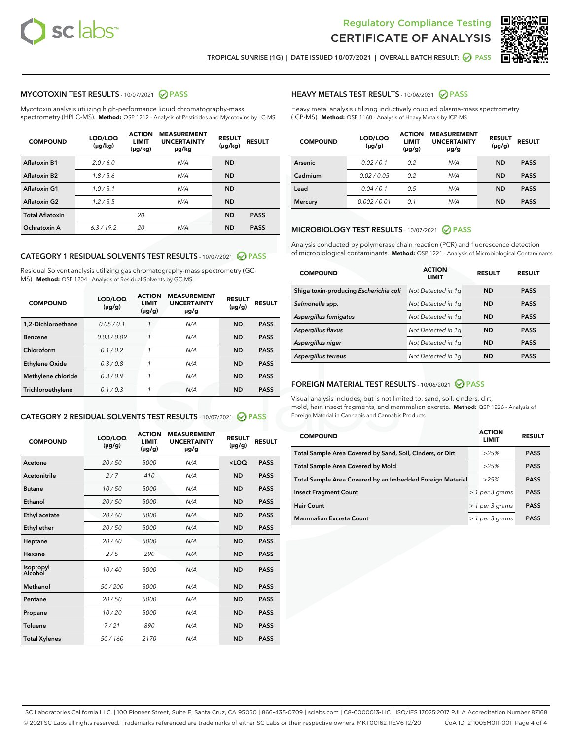Regulatory Compliance Testing

# CERTIFICATE OF ANALYSIS

TROPICAL SUNRISE (1G) | DATE ISSUED 10/07/2021 | OVERALL BATCH RESULT: PASS

## MYCOTOXIN TEST RESULTS - 10/07/2021 PASS

Mycotoxin analysis utilizing high-performance liquid chromatography-mass spectrometry (HPLC-MS). **Method:** QSP 1212 - Analysis of Pesticides and Mycotoxins by LC-MS

| COMPOUND | LOD/LOQ (μg/kg) | ACTION LIMIT (μg/kg) | MEASUREMENT UNCERTAINTY μg/kg | RESULT (μg/kg) | RESULT |
|---|---|---|---|---|---|
| Aflatoxin B1 | 2.0 / 6.0 | | N/A | ND | |
| Aflatoxin B2 | 1.8 / 5.6 | | N/A | ND | |
| Aflatoxin G1 | 1.0 / 3.1 | | N/A | ND | |
| Aflatoxin G2 | 1.2 / 3.5 | | N/A | ND | |
| Total Aflatoxin | | 20 | | ND | PASS |
| Ochratoxin A | 6.3 / 19.2 | 20 | N/A | ND | PASS |

## CATEGORY 1 RESIDUAL SOLVENTS TEST RESULTS - 10/07/2021 PASS

Residual Solvent analysis utilizing gas chromatography-mass spectrometry (GC-MS). **Method:** QSP 1204 - Analysis of Residual Solvents by GC-MS

| COMPOUND | LOD/LOQ (μg/g) | ACTION LIMIT (μg/g) | MEASUREMENT UNCERTAINTY μg/g | RESULT (μg/g) | RESULT |
|---|---|---|---|---|---|
| 1,2-Dichloroethane | 0.05 / 0.1 | 1 | N/A | ND | PASS |
| Benzene | 0.03 / 0.09 | 1 | N/A | ND | PASS |
| Chloroform | 0.1 / 0.2 | 1 | N/A | ND | PASS |
| Ethylene Oxide | 0.3 / 0.8 | 1 | N/A | ND | PASS |
| Methylene chloride | 0.3 / 0.9 | 1 | N/A | ND | PASS |
| Trichloroethylene | 0.1 / 0.3 | 1 | N/A | ND | PASS |

## CATEGORY 2 RESIDUAL SOLVENTS TEST RESULTS - 10/07/2021 PASS

| COMPOUND | LOD/LOQ (μg/g) | ACTION LIMIT (μg/g) | MEASUREMENT UNCERTAINTY μg/g | RESULT (μg/g) | RESULT |
|---|---|---|---|---|---|
| Acetone | 20 / 50 | 5000 | N/A | <LOQ | PASS |
| Acetonitrile | 2 / 7 | 410 | N/A | ND | PASS |
| Butane | 10 / 50 | 5000 | N/A | ND | PASS |
| Ethanol | 20 / 50 | 5000 | N/A | ND | PASS |
| Ethyl acetate | 20 / 60 | 5000 | N/A | ND | PASS |
| Ethyl ether | 20 / 50 | 5000 | N/A | ND | PASS |
| Heptane | 20 / 60 | 5000 | N/A | ND | PASS |
| Hexane | 2 / 5 | 290 | N/A | ND | PASS |
| Isopropyl Alcohol | 10 / 40 | 5000 | N/A | ND | PASS |
| Methanol | 50 / 200 | 3000 | N/A | ND | PASS |
| Pentane | 20 / 50 | 5000 | N/A | ND | PASS |
| Propane | 10 / 20 | 5000 | N/A | ND | PASS |
| Toluene | 7 / 21 | 890 | N/A | ND | PASS |
| Total Xylenes | 50 / 160 | 2170 | N/A | ND | PASS |

## HEAVY METALS TEST RESULTS - 10/06/2021 PASS

Heavy metal analysis utilizing inductively coupled plasma-mass spectrometry (ICP-MS). **Method:** QSP 1160 - Analysis of Heavy Metals by ICP-MS

| COMPOUND | LOD/LOQ (μg/g) | ACTION LIMIT (μg/g) | MEASUREMENT UNCERTAINTY μg/g | RESULT (μg/g) | RESULT |
|---|---|---|---|---|---|
| Arsenic | 0.02 / 0.1 | 0.2 | N/A | ND | PASS |
| Cadmium | 0.02 / 0.05 | 0.2 | N/A | ND | PASS |
| Lead | 0.04 / 0.1 | 0.5 | N/A | ND | PASS |
| Mercury | 0.002 / 0.01 | 0.1 | N/A | ND | PASS |

## MICROBIOLOGY TEST RESULTS - 10/07/2021 PASS

Analysis conducted by polymerase chain reaction (PCR) and fluorescence detection of microbiological contaminants. **Method:** QSP 1221 - Analysis of Microbiological Contaminants

| COMPOUND | ACTION LIMIT | RESULT | RESULT |
|---|---|---|---|
| Shiga toxin-producing *Escherichia coli* | Not Detected in 1g | ND | PASS |
| *Salmonella* spp. | Not Detected in 1g | ND | PASS |
| *Aspergillus fumigatus* | Not Detected in 1g | ND | PASS |
| *Aspergillus flavus* | Not Detected in 1g | ND | PASS |
| *Aspergillus niger* | Not Detected in 1g | ND | PASS |
| *Aspergillus terreus* | Not Detected in 1g | ND | PASS |

## FOREIGN MATERIAL TEST RESULTS - 10/06/2021 PASS

Visual analysis includes, but is not limited to, sand, soil, cinders, dirt, mold, hair, insect fragments, and mammalian excreta. **Method:** QSP 1226 - Analysis of Foreign Material in Cannabis and Cannabis Products

| COMPOUND | ACTION LIMIT | RESULT |
|---|---|---|
| Total Sample Area Covered by Sand, Soil, Cinders, or Dirt | >25% | PASS |
| Total Sample Area Covered by Mold | >25% | PASS |
| Total Sample Area Covered by an Imbedded Foreign Material | >25% | PASS |
| Insect Fragment Count | > 1 per 3 grams | PASS |
| Hair Count | > 1 per 3 grams | PASS |
| Mammalian Excreta Count | > 1 per 3 grams | PASS |

SC Laboratories California LLC. | 100 Pioneer Street, Suite E, Santa Cruz, CA 95060 | 866-435-0709 | sclabs.com | C8-0000013-LIC | ISO/IES 17025:2017 PJLA Accreditation Number 87168
© 2021 SC Labs all rights reserved. Trademarks referenced are trademarks of either SC Labs or their respective owners. MKT00162 REV6 12/20 CoA ID: 211005M011-001